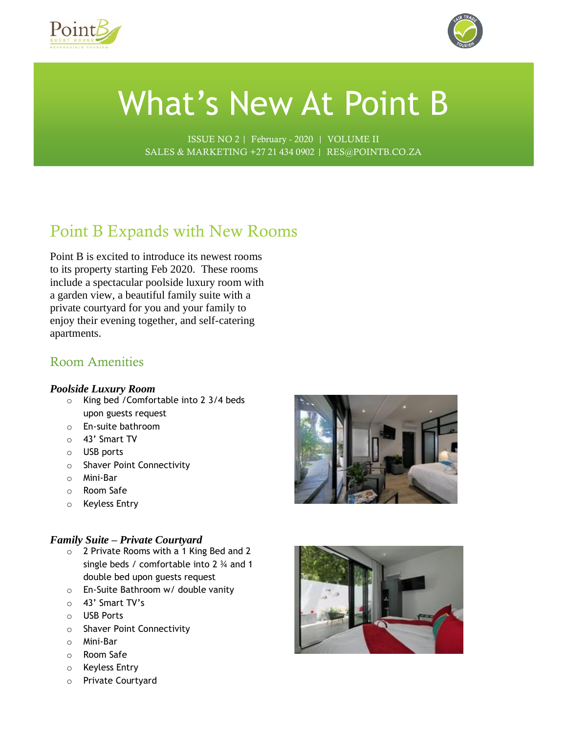# What's New At Point B

ISSUE NO 2 | February - 2020 | VOLUME II
SALES & MARKETING +27 21 434 0902 | RES@POINTB.CO.ZA

## Point B Expands with New Rooms

Point B is excited to introduce its newest rooms to its property starting Feb 2020. These rooms include a spectacular poolside luxury room with a garden view, a beautiful family suite with a private courtyard for you and your family to enjoy their evening together, and self-catering apartments.

### Room Amenities

***Poolside Luxury Room***

- King bed /Comfortable into 2 3/4 beds upon guests request
- En-suite bathroom
- 43' Smart TV
- USB ports
- Shaver Point Connectivity
- Mini-Bar
- Room Safe
- Keyless Entry

***Family Suite – Private Courtyard***

- 2 Private Rooms with a 1 King Bed and 2 single beds / comfortable into 2 ¾ and 1 double bed upon guests request
- En-Suite Bathroom w/ double vanity
- 43' Smart TV's
- USB Ports
- Shaver Point Connectivity
- Mini-Bar
- Room Safe
- Keyless Entry
- Private Courtyard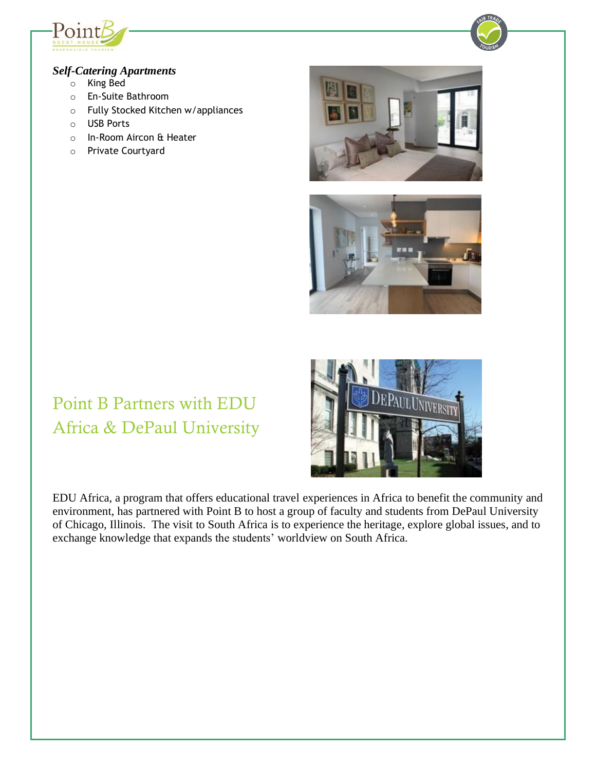***Self-Catering Apartments***

- King Bed
- En-Suite Bathroom
- Fully Stocked Kitchen w/appliances
- USB Ports
- In-Room Aircon & Heater
- Private Courtyard

## Point B Partners with EDU Africa & DePaul University

EDU Africa, a program that offers educational travel experiences in Africa to benefit the community and environment, has partnered with Point B to host a group of faculty and students from DePaul University of Chicago, Illinois. The visit to South Africa is to experience the heritage, explore global issues, and to exchange knowledge that expands the students' worldview on South Africa.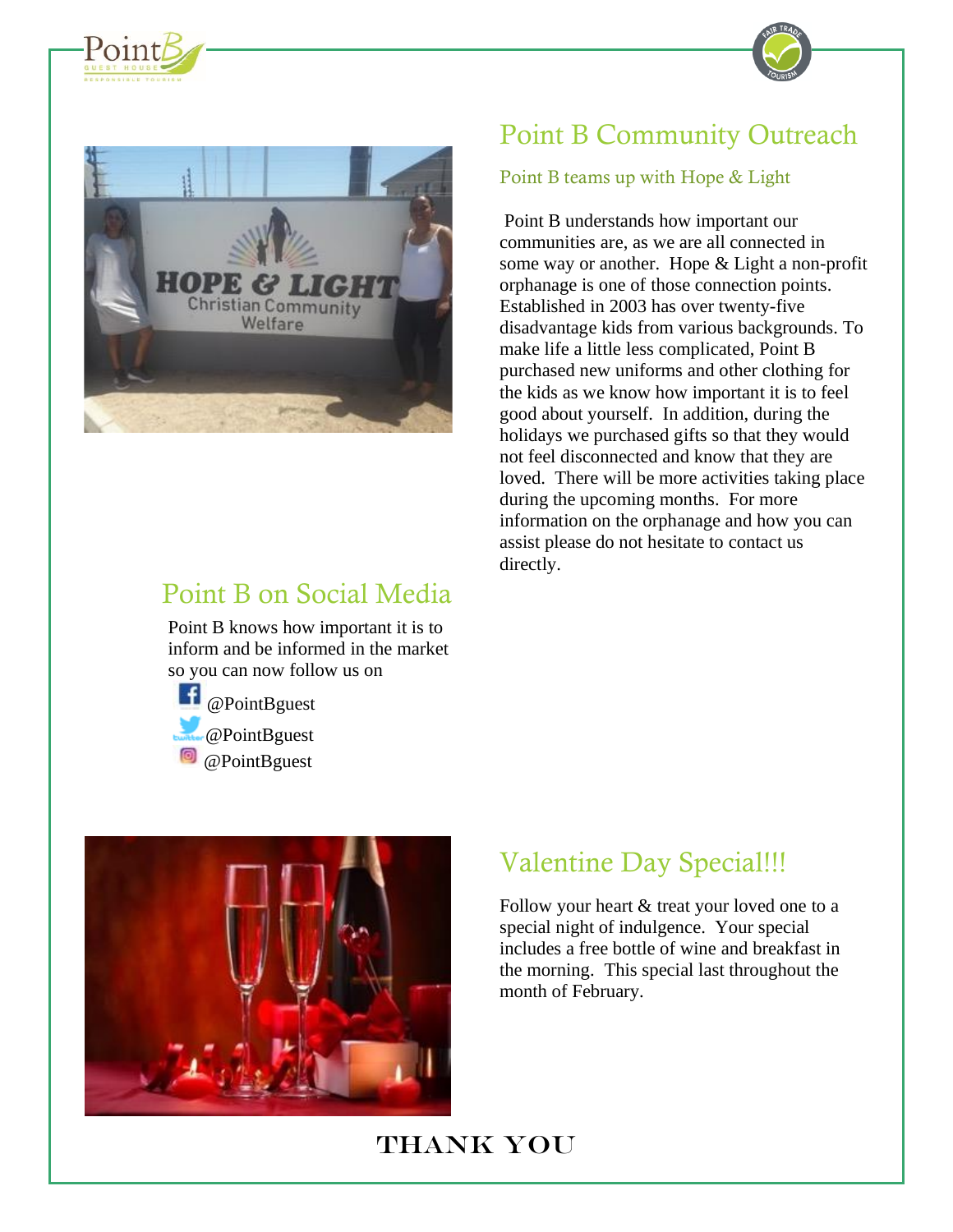## Point B Community Outreach

### Point B teams up with Hope & Light

Point B understands how important our communities are, as we are all connected in some way or another. Hope & Light a non-profit orphanage is one of those connection points. Established in 2003 has over twenty-five disadvantage kids from various backgrounds. To make life a little less complicated, Point B purchased new uniforms and other clothing for the kids as we know how important it is to feel good about yourself. In addition, during the holidays we purchased gifts so that they would not feel disconnected and know that they are loved. There will be more activities taking place during the upcoming months. For more information on the orphanage and how you can assist please do not hesitate to contact us directly.

## Point B on Social Media

Point B knows how important it is to inform and be informed in the market so you can now follow us on

@PointBguest

@PointBguest

@PointBguest

## Valentine Day Special!!!

Follow your heart & treat your loved one to a special night of indulgence. Your special includes a free bottle of wine and breakfast in the morning. This special last throughout the month of February.

THANK YOU